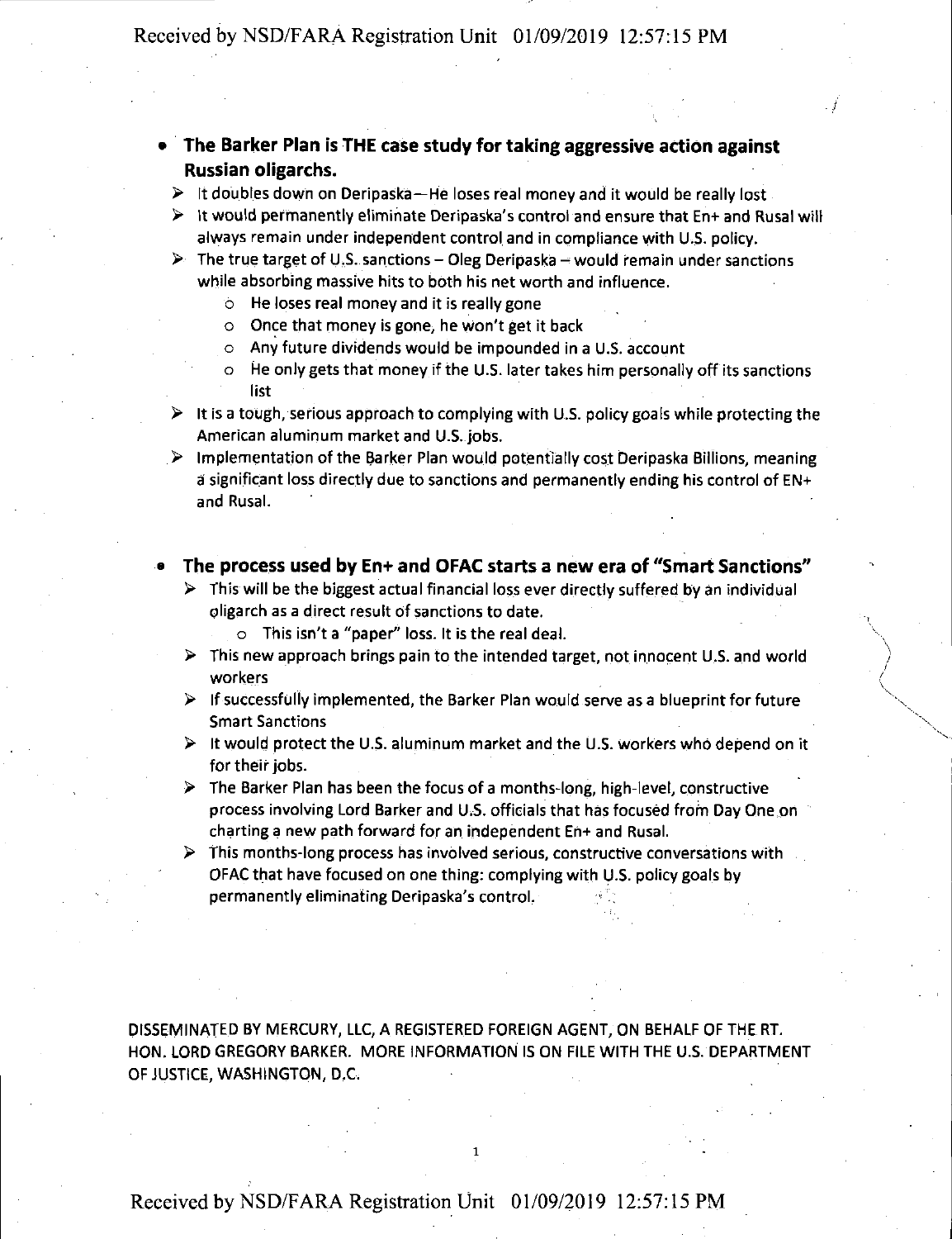- **The Barker Plan is THE case study for taking aggressive action against Russian oligarchs.**
  - It doubles down on Deripaska—He loses real money and it would be really lost
  - It would permanently eliminate Deripaska's control and ensure that En+ and Rusal will always remain under independent control and in compliance with U.S. policy.
  - The true target of U.S. sanctions – Oleg Deripaska – would remain under sanctions while absorbing massive hits to both his net worth and influence.
    - He loses real money and it is really gone
    - Once that money is gone, he won't get it back
    - Any future dividends would be impounded in a U.S. account
    - He only gets that money if the U.S. later takes him personally off its sanctions list
  - It is a tough, serious approach to complying with U.S. policy goals while protecting the American aluminum market and U.S. jobs.
  - Implementation of the Barker Plan would potentially cost Deripaska Billions, meaning a significant loss directly due to sanctions and permanently ending his control of EN+ and Rusal.

- **The process used by En+ and OFAC starts a new era of "Smart Sanctions"**
  - This will be the biggest actual financial loss ever directly suffered by an individual oligarch as a direct result of sanctions to date.
    - This isn't a "paper" loss. It is the real deal.
  - This new approach brings pain to the intended target, not innocent U.S. and world workers
  - If successfully implemented, the Barker Plan would serve as a blueprint for future Smart Sanctions
  - It would protect the U.S. aluminum market and the U.S. workers who depend on it for their jobs.
  - The Barker Plan has been the focus of a months-long, high-level, constructive process involving Lord Barker and U.S. officials that has focused from Day One on charting a new path forward for an independent En+ and Rusal.
  - This months-long process has involved serious, constructive conversations with OFAC that have focused on one thing: complying with U.S. policy goals by permanently eliminating Deripaska's control.

DISSEMINATED BY MERCURY, LLC, A REGISTERED FOREIGN AGENT, ON BEHALF OF THE RT. HON. LORD GREGORY BARKER. MORE INFORMATION IS ON FILE WITH THE U.S. DEPARTMENT OF JUSTICE, WASHINGTON, D.C.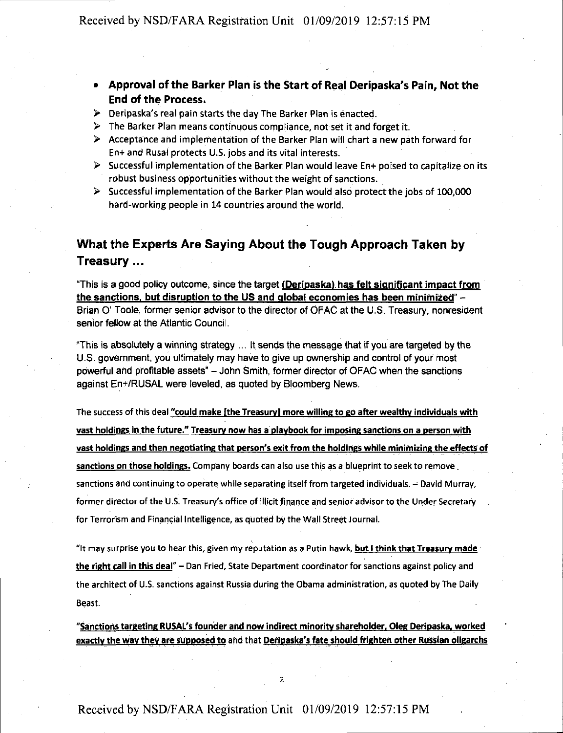- **Approval of the Barker Plan is the Start of Real Deripaska's Pain, Not the End of the Process.**

> - Deripaska's real pain starts the day The Barker Plan is enacted.
> - The Barker Plan means continuous compliance, not set it and forget it.
> - Acceptance and implementation of the Barker Plan will chart a new path forward for En+ and Rusal protects U.S. jobs and its vital interests.
> - Successful implementation of the Barker Plan would leave En+ poised to capitalize on its robust business opportunities without the weight of sanctions.
> - Successful implementation of the Barker Plan would also protect the jobs of 100,000 hard-working people in 14 countries around the world.

## What the Experts Are Saying About the Tough Approach Taken by Treasury ...

"This is a good policy outcome, since the target **(Deripaska) has felt significant impact from the sanctions, but disruption to the US and global economies has been minimized**" – Brian O' Toole, former senior advisor to the director of OFAC at the U.S. Treasury, nonresident senior fellow at the Atlantic Council.

"This is absolutely a winning strategy ... It sends the message that if you are targeted by the U.S. government, you ultimately may have to give up ownership and control of your most powerful and profitable assets" – John Smith, former director of OFAC when the sanctions against En+/RUSAL were leveled, as quoted by Bloomberg News.

The success of this deal **"could make [the Treasury] more willing to go after wealthy individuals with vast holdings in the future." Treasury now has a playbook for imposing sanctions on a person with vast holdings and then negotiating that person's exit from the holdings while minimizing the effects of sanctions on those holdings.** Company boards can also use this as a blueprint to seek to remove sanctions and continuing to operate while separating itself from targeted individuals. – David Murray, former director of the U.S. Treasury's office of illicit finance and senior advisor to the Under Secretary for Terrorism and Financial Intelligence, as quoted by the Wall Street Journal.

"It may surprise you to hear this, given my reputation as a Putin hawk, **but I think that Treasury made the right call in this deal**" – Dan Fried, State Department coordinator for sanctions against policy and the architect of U.S. sanctions against Russia during the Obama administration, as quoted by The Daily Beast.

"**Sanctions targeting RUSAL's founder and now indirect minority shareholder, Oleg Deripaska, worked exactly the way they are supposed to** and that **Deripaska's fate should frighten other Russian oligarchs**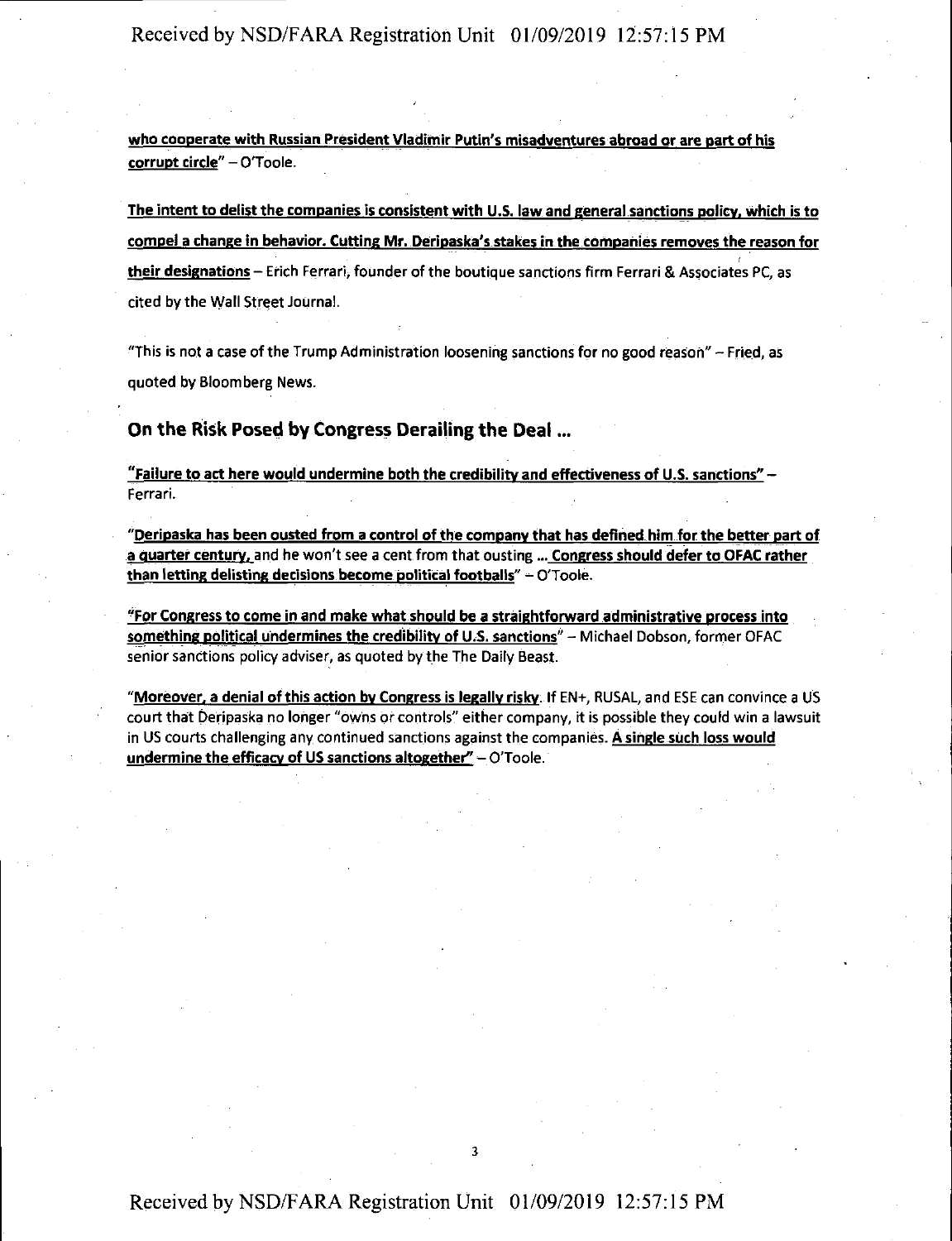**who cooperate with Russian President Vladimir Putin's misadventures abroad or are part of his corrupt circle**" – O'Toole.

**The intent to delist the companies is consistent with U.S. law and general sanctions policy, which is to compel a change in behavior. Cutting Mr. Deripaska's stakes in the companies removes the reason for their designations** – Erich Ferrari, founder of the boutique sanctions firm Ferrari & Associates PC, as cited by the Wall Street Journal.

"This is not a case of the Trump Administration loosening sanctions for no good reason" – Fried, as quoted by Bloomberg News.

## On the Risk Posed by Congress Derailing the Deal ...

"**Failure to act here would undermine both the credibility and effectiveness of U.S. sanctions**" – Ferrari.

"**Deripaska has been ousted from a control of the company that has defined him for the better part of a quarter century,** and he won't see a cent from that ousting ... **Congress should defer to OFAC rather than letting delisting decisions become political footballs**" – O'Toole.

"**For Congress to come in and make what should be a straightforward administrative process into something political undermines the credibility of U.S. sanctions**" – Michael Dobson, former OFAC senior sanctions policy adviser, as quoted by the The Daily Beast.

"**Moreover, a denial of this action by Congress is legally risky**. If EN+, RUSAL, and ESE can convince a US court that Deripaska no longer "owns or controls" either company, it is possible they could win a lawsuit in US courts challenging any continued sanctions against the companies. **A single such loss would undermine the efficacy of US sanctions altogether**" – O'Toole.